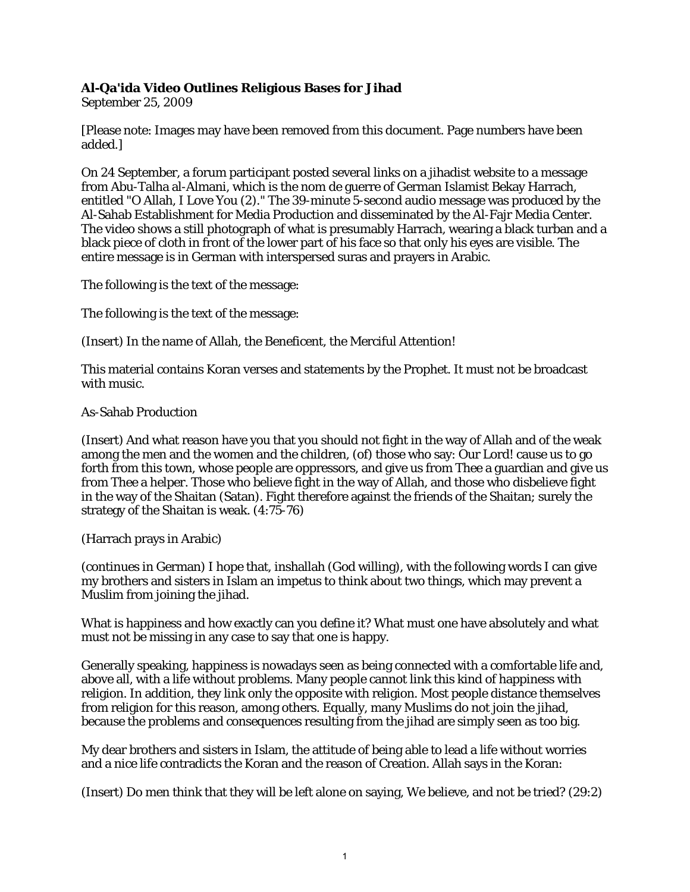**Al-Qa'ida Video Outlines Religious Bases for Jihad**
September 25, 2009

[Please note: Images may have been removed from this document. Page numbers have been added.]

On 24 September, a forum participant posted several links on a jihadist website to a message from Abu-Talha al-Almani, which is the nom de guerre of German Islamist Bekay Harrach, entitled "O Allah, I Love You (2)." The 39-minute 5-second audio message was produced by the Al-Sahab Establishment for Media Production and disseminated by the Al-Fajr Media Center. The video shows a still photograph of what is presumably Harrach, wearing a black turban and a black piece of cloth in front of the lower part of his face so that only his eyes are visible. The entire message is in German with interspersed suras and prayers in Arabic.

The following is the text of the message:

The following is the text of the message:

(Insert) In the name of Allah, the Beneficent, the Merciful Attention!

This material contains Koran verses and statements by the Prophet. It must not be broadcast with music.

As-Sahab Production

(Insert) And what reason have you that you should not fight in the way of Allah and of the weak among the men and the women and the children, (of) those who say: Our Lord! cause us to go forth from this town, whose people are oppressors, and give us from Thee a guardian and give us from Thee a helper. Those who believe fight in the way of Allah, and those who disbelieve fight in the way of the Shaitan (Satan). Fight therefore against the friends of the Shaitan; surely the strategy of the Shaitan is weak. (4:75-76)

(Harrach prays in Arabic)

(continues in German) I hope that, inshallah (God willing), with the following words I can give my brothers and sisters in Islam an impetus to think about two things, which may prevent a Muslim from joining the jihad.

What is happiness and how exactly can you define it? What must one have absolutely and what must not be missing in any case to say that one is happy.

Generally speaking, happiness is nowadays seen as being connected with a comfortable life and, above all, with a life without problems. Many people cannot link this kind of happiness with religion. In addition, they link only the opposite with religion. Most people distance themselves from religion for this reason, among others. Equally, many Muslims do not join the jihad, because the problems and consequences resulting from the jihad are simply seen as too big.

My dear brothers and sisters in Islam, the attitude of being able to lead a life without worries and a nice life contradicts the Koran and the reason of Creation. Allah says in the Koran:

(Insert) Do men think that they will be left alone on saying, We believe, and not be tried? (29:2)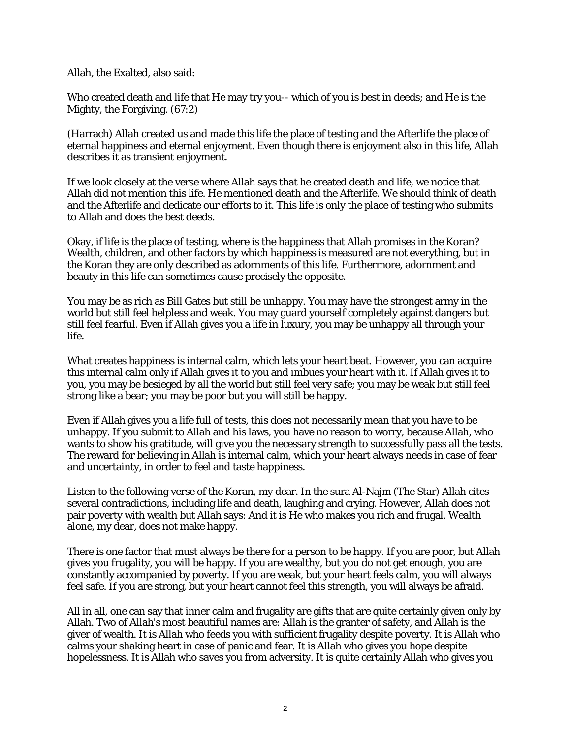Allah, the Exalted, also said:

Who created death and life that He may try you-- which of you is best in deeds; and He is the Mighty, the Forgiving. (67:2)

(Harrach) Allah created us and made this life the place of testing and the Afterlife the place of eternal happiness and eternal enjoyment. Even though there is enjoyment also in this life, Allah describes it as transient enjoyment.

If we look closely at the verse where Allah says that he created death and life, we notice that Allah did not mention this life. He mentioned death and the Afterlife. We should think of death and the Afterlife and dedicate our efforts to it. This life is only the place of testing who submits to Allah and does the best deeds.

Okay, if life is the place of testing, where is the happiness that Allah promises in the Koran? Wealth, children, and other factors by which happiness is measured are not everything, but in the Koran they are only described as adornments of this life. Furthermore, adornment and beauty in this life can sometimes cause precisely the opposite.

You may be as rich as Bill Gates but still be unhappy. You may have the strongest army in the world but still feel helpless and weak. You may guard yourself completely against dangers but still feel fearful. Even if Allah gives you a life in luxury, you may be unhappy all through your life.

What creates happiness is internal calm, which lets your heart beat. However, you can acquire this internal calm only if Allah gives it to you and imbues your heart with it. If Allah gives it to you, you may be besieged by all the world but still feel very safe; you may be weak but still feel strong like a bear; you may be poor but you will still be happy.

Even if Allah gives you a life full of tests, this does not necessarily mean that you have to be unhappy. If you submit to Allah and his laws, you have no reason to worry, because Allah, who wants to show his gratitude, will give you the necessary strength to successfully pass all the tests. The reward for believing in Allah is internal calm, which your heart always needs in case of fear and uncertainty, in order to feel and taste happiness.

Listen to the following verse of the Koran, my dear. In the sura Al-Najm (The Star) Allah cites several contradictions, including life and death, laughing and crying. However, Allah does not pair poverty with wealth but Allah says: And it is He who makes you rich and frugal. Wealth alone, my dear, does not make happy.

There is one factor that must always be there for a person to be happy. If you are poor, but Allah gives you frugality, you will be happy. If you are wealthy, but you do not get enough, you are constantly accompanied by poverty. If you are weak, but your heart feels calm, you will always feel safe. If you are strong, but your heart cannot feel this strength, you will always be afraid.

All in all, one can say that inner calm and frugality are gifts that are quite certainly given only by Allah. Two of Allah's most beautiful names are: Allah is the granter of safety, and Allah is the giver of wealth. It is Allah who feeds you with sufficient frugality despite poverty. It is Allah who calms your shaking heart in case of panic and fear. It is Allah who gives you hope despite hopelessness. It is Allah who saves you from adversity. It is quite certainly Allah who gives you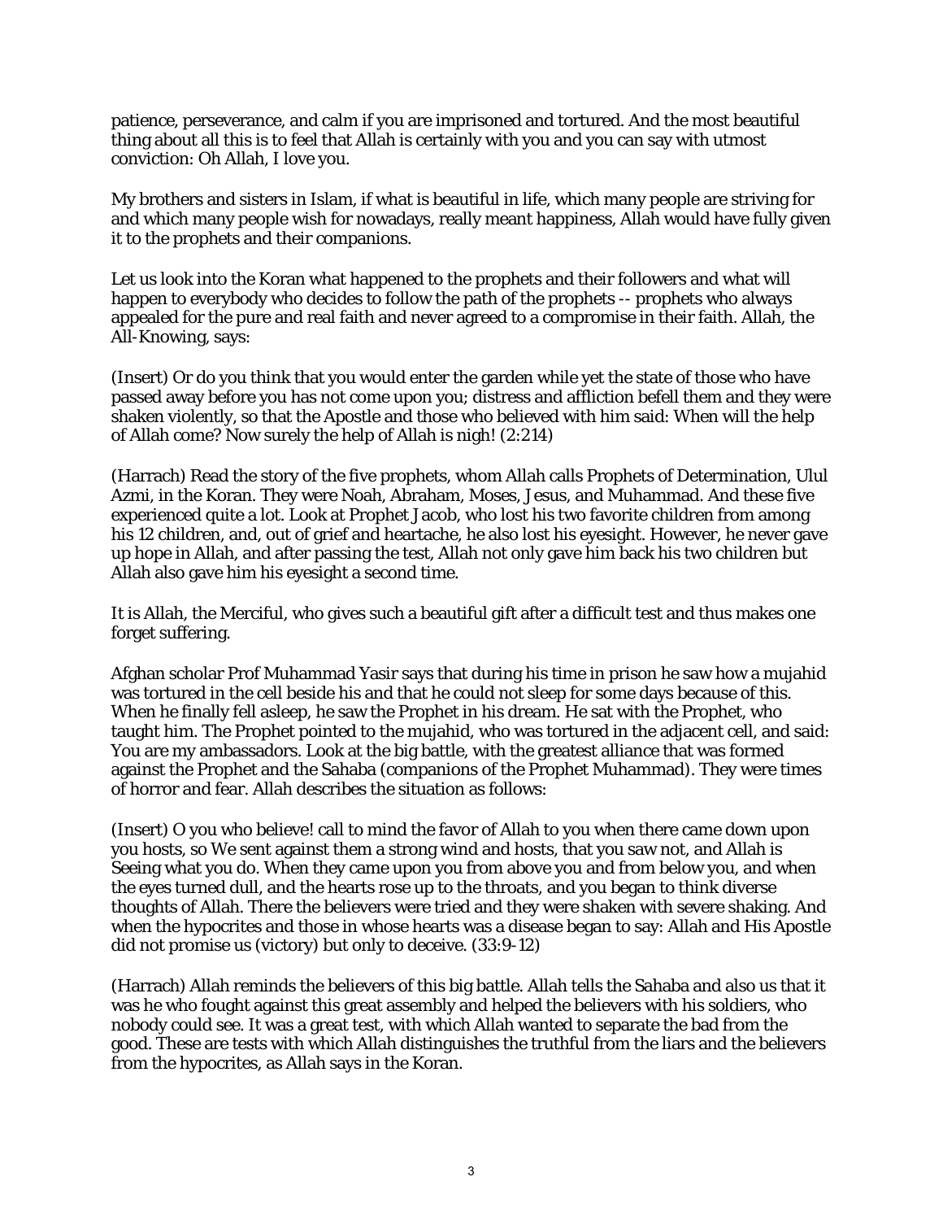patience, perseverance, and calm if you are imprisoned and tortured. And the most beautiful thing about all this is to feel that Allah is certainly with you and you can say with utmost conviction: Oh Allah, I love you.

My brothers and sisters in Islam, if what is beautiful in life, which many people are striving for and which many people wish for nowadays, really meant happiness, Allah would have fully given it to the prophets and their companions.

Let us look into the Koran what happened to the prophets and their followers and what will happen to everybody who decides to follow the path of the prophets -- prophets who always appealed for the pure and real faith and never agreed to a compromise in their faith. Allah, the All-Knowing, says:

(Insert) Or do you think that you would enter the garden while yet the state of those who have passed away before you has not come upon you; distress and affliction befell them and they were shaken violently, so that the Apostle and those who believed with him said: When will the help of Allah come? Now surely the help of Allah is nigh! (2:214)

(Harrach) Read the story of the five prophets, whom Allah calls Prophets of Determination, Ulul Azmi, in the Koran. They were Noah, Abraham, Moses, Jesus, and Muhammad. And these five experienced quite a lot. Look at Prophet Jacob, who lost his two favorite children from among his 12 children, and, out of grief and heartache, he also lost his eyesight. However, he never gave up hope in Allah, and after passing the test, Allah not only gave him back his two children but Allah also gave him his eyesight a second time.

It is Allah, the Merciful, who gives such a beautiful gift after a difficult test and thus makes one forget suffering.

Afghan scholar Prof Muhammad Yasir says that during his time in prison he saw how a mujahid was tortured in the cell beside his and that he could not sleep for some days because of this. When he finally fell asleep, he saw the Prophet in his dream. He sat with the Prophet, who taught him. The Prophet pointed to the mujahid, who was tortured in the adjacent cell, and said: You are my ambassadors. Look at the big battle, with the greatest alliance that was formed against the Prophet and the Sahaba (companions of the Prophet Muhammad). They were times of horror and fear. Allah describes the situation as follows:

(Insert) O you who believe! call to mind the favor of Allah to you when there came down upon you hosts, so We sent against them a strong wind and hosts, that you saw not, and Allah is Seeing what you do. When they came upon you from above you and from below you, and when the eyes turned dull, and the hearts rose up to the throats, and you began to think diverse thoughts of Allah. There the believers were tried and they were shaken with severe shaking. And when the hypocrites and those in whose hearts was a disease began to say: Allah and His Apostle did not promise us (victory) but only to deceive. (33:9-12)

(Harrach) Allah reminds the believers of this big battle. Allah tells the Sahaba and also us that it was he who fought against this great assembly and helped the believers with his soldiers, who nobody could see. It was a great test, with which Allah wanted to separate the bad from the good. These are tests with which Allah distinguishes the truthful from the liars and the believers from the hypocrites, as Allah says in the Koran.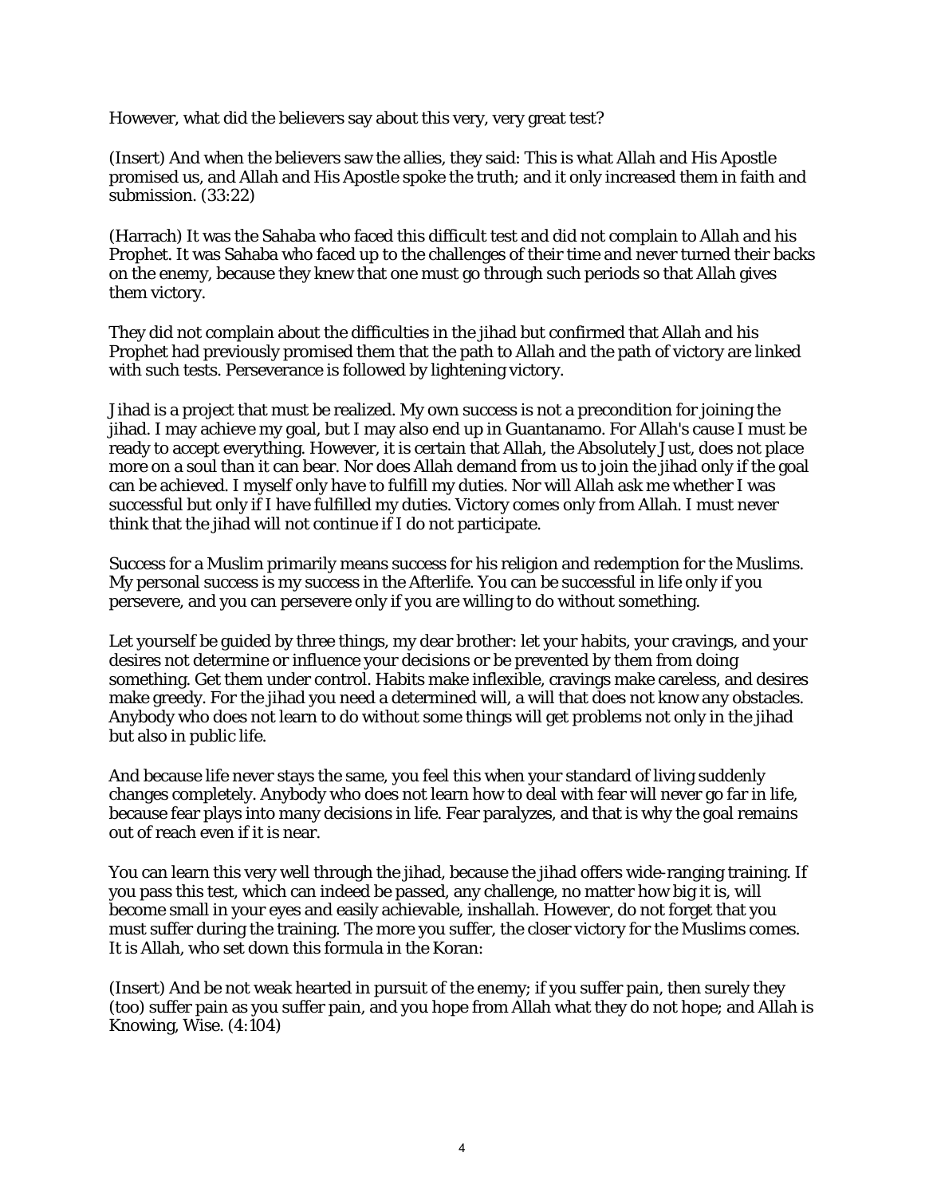However, what did the believers say about this very, very great test?

(Insert) And when the believers saw the allies, they said: This is what Allah and His Apostle promised us, and Allah and His Apostle spoke the truth; and it only increased them in faith and submission. (33:22)

(Harrach) It was the Sahaba who faced this difficult test and did not complain to Allah and his Prophet. It was Sahaba who faced up to the challenges of their time and never turned their backs on the enemy, because they knew that one must go through such periods so that Allah gives them victory.

They did not complain about the difficulties in the jihad but confirmed that Allah and his Prophet had previously promised them that the path to Allah and the path of victory are linked with such tests. Perseverance is followed by lightening victory.

Jihad is a project that must be realized. My own success is not a precondition for joining the jihad. I may achieve my goal, but I may also end up in Guantanamo. For Allah's cause I must be ready to accept everything. However, it is certain that Allah, the Absolutely Just, does not place more on a soul than it can bear. Nor does Allah demand from us to join the jihad only if the goal can be achieved. I myself only have to fulfill my duties. Nor will Allah ask me whether I was successful but only if I have fulfilled my duties. Victory comes only from Allah. I must never think that the jihad will not continue if I do not participate.

Success for a Muslim primarily means success for his religion and redemption for the Muslims. My personal success is my success in the Afterlife. You can be successful in life only if you persevere, and you can persevere only if you are willing to do without something.

Let yourself be guided by three things, my dear brother: let your habits, your cravings, and your desires not determine or influence your decisions or be prevented by them from doing something. Get them under control. Habits make inflexible, cravings make careless, and desires make greedy. For the jihad you need a determined will, a will that does not know any obstacles. Anybody who does not learn to do without some things will get problems not only in the jihad but also in public life.

And because life never stays the same, you feel this when your standard of living suddenly changes completely. Anybody who does not learn how to deal with fear will never go far in life, because fear plays into many decisions in life. Fear paralyzes, and that is why the goal remains out of reach even if it is near.

You can learn this very well through the jihad, because the jihad offers wide-ranging training. If you pass this test, which can indeed be passed, any challenge, no matter how big it is, will become small in your eyes and easily achievable, inshallah. However, do not forget that you must suffer during the training. The more you suffer, the closer victory for the Muslims comes. It is Allah, who set down this formula in the Koran:

(Insert) And be not weak hearted in pursuit of the enemy; if you suffer pain, then surely they (too) suffer pain as you suffer pain, and you hope from Allah what they do not hope; and Allah is Knowing, Wise. (4:104)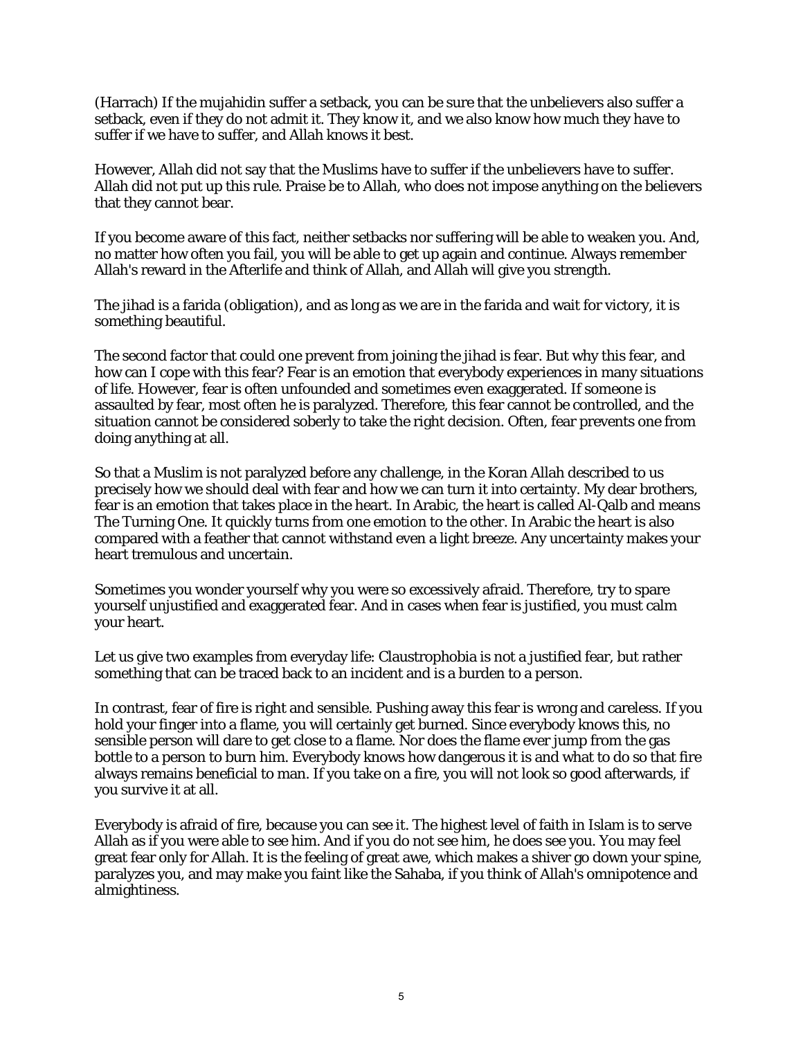(Harrach) If the mujahidin suffer a setback, you can be sure that the unbelievers also suffer a setback, even if they do not admit it. They know it, and we also know how much they have to suffer if we have to suffer, and Allah knows it best.

However, Allah did not say that the Muslims have to suffer if the unbelievers have to suffer. Allah did not put up this rule. Praise be to Allah, who does not impose anything on the believers that they cannot bear.

If you become aware of this fact, neither setbacks nor suffering will be able to weaken you. And, no matter how often you fail, you will be able to get up again and continue. Always remember Allah's reward in the Afterlife and think of Allah, and Allah will give you strength.

The jihad is a farida (obligation), and as long as we are in the farida and wait for victory, it is something beautiful.

The second factor that could one prevent from joining the jihad is fear. But why this fear, and how can I cope with this fear? Fear is an emotion that everybody experiences in many situations of life. However, fear is often unfounded and sometimes even exaggerated. If someone is assaulted by fear, most often he is paralyzed. Therefore, this fear cannot be controlled, and the situation cannot be considered soberly to take the right decision. Often, fear prevents one from doing anything at all.

So that a Muslim is not paralyzed before any challenge, in the Koran Allah described to us precisely how we should deal with fear and how we can turn it into certainty. My dear brothers, fear is an emotion that takes place in the heart. In Arabic, the heart is called Al-Qalb and means The Turning One. It quickly turns from one emotion to the other. In Arabic the heart is also compared with a feather that cannot withstand even a light breeze. Any uncertainty makes your heart tremulous and uncertain.

Sometimes you wonder yourself why you were so excessively afraid. Therefore, try to spare yourself unjustified and exaggerated fear. And in cases when fear is justified, you must calm your heart.

Let us give two examples from everyday life: Claustrophobia is not a justified fear, but rather something that can be traced back to an incident and is a burden to a person.

In contrast, fear of fire is right and sensible. Pushing away this fear is wrong and careless. If you hold your finger into a flame, you will certainly get burned. Since everybody knows this, no sensible person will dare to get close to a flame. Nor does the flame ever jump from the gas bottle to a person to burn him. Everybody knows how dangerous it is and what to do so that fire always remains beneficial to man. If you take on a fire, you will not look so good afterwards, if you survive it at all.

Everybody is afraid of fire, because you can see it. The highest level of faith in Islam is to serve Allah as if you were able to see him. And if you do not see him, he does see you. You may feel great fear only for Allah. It is the feeling of great awe, which makes a shiver go down your spine, paralyzes you, and may make you faint like the Sahaba, if you think of Allah's omnipotence and almightiness.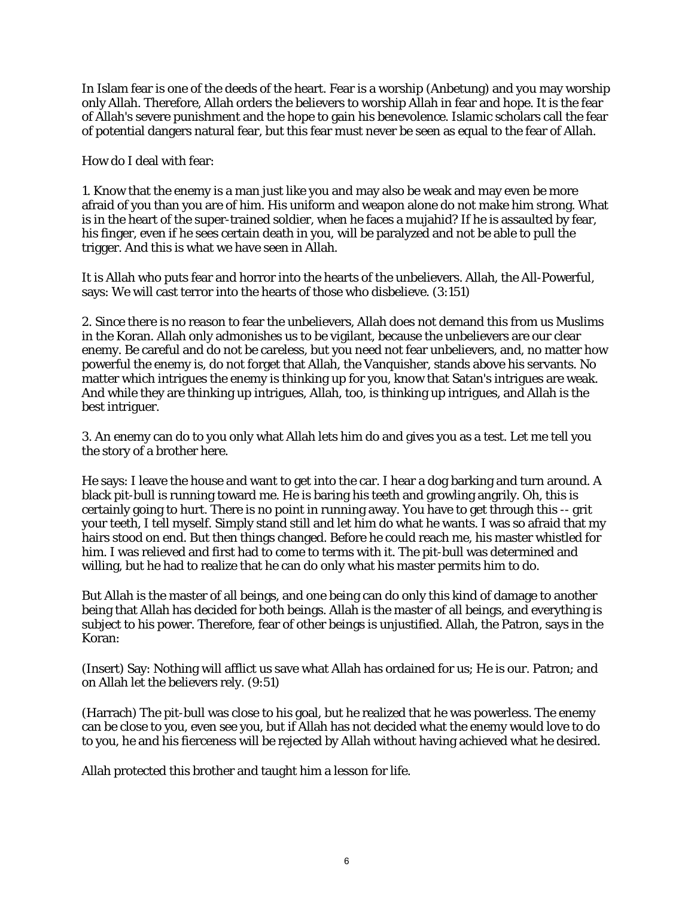In Islam fear is one of the deeds of the heart. Fear is a worship (Anbetung) and you may worship only Allah. Therefore, Allah orders the believers to worship Allah in fear and hope. It is the fear of Allah's severe punishment and the hope to gain his benevolence. Islamic scholars call the fear of potential dangers natural fear, but this fear must never be seen as equal to the fear of Allah.

How do I deal with fear:

1. Know that the enemy is a man just like you and may also be weak and may even be more afraid of you than you are of him. His uniform and weapon alone do not make him strong. What is in the heart of the super-trained soldier, when he faces a mujahid? If he is assaulted by fear, his finger, even if he sees certain death in you, will be paralyzed and not be able to pull the trigger. And this is what we have seen in Allah.

It is Allah who puts fear and horror into the hearts of the unbelievers. Allah, the All-Powerful, says: We will cast terror into the hearts of those who disbelieve. (3:151)

2. Since there is no reason to fear the unbelievers, Allah does not demand this from us Muslims in the Koran. Allah only admonishes us to be vigilant, because the unbelievers are our clear enemy. Be careful and do not be careless, but you need not fear unbelievers, and, no matter how powerful the enemy is, do not forget that Allah, the Vanquisher, stands above his servants. No matter which intrigues the enemy is thinking up for you, know that Satan's intrigues are weak. And while they are thinking up intrigues, Allah, too, is thinking up intrigues, and Allah is the best intriguer.

3. An enemy can do to you only what Allah lets him do and gives you as a test. Let me tell you the story of a brother here.

He says: I leave the house and want to get into the car. I hear a dog barking and turn around. A black pit-bull is running toward me. He is baring his teeth and growling angrily. Oh, this is certainly going to hurt. There is no point in running away. You have to get through this -- grit your teeth, I tell myself. Simply stand still and let him do what he wants. I was so afraid that my hairs stood on end. But then things changed. Before he could reach me, his master whistled for him. I was relieved and first had to come to terms with it. The pit-bull was determined and willing, but he had to realize that he can do only what his master permits him to do.

But Allah is the master of all beings, and one being can do only this kind of damage to another being that Allah has decided for both beings. Allah is the master of all beings, and everything is subject to his power. Therefore, fear of other beings is unjustified. Allah, the Patron, says in the Koran:

(Insert) Say: Nothing will afflict us save what Allah has ordained for us; He is our. Patron; and on Allah let the believers rely. (9:51)

(Harrach) The pit-bull was close to his goal, but he realized that he was powerless. The enemy can be close to you, even see you, but if Allah has not decided what the enemy would love to do to you, he and his fierceness will be rejected by Allah without having achieved what he desired.

Allah protected this brother and taught him a lesson for life.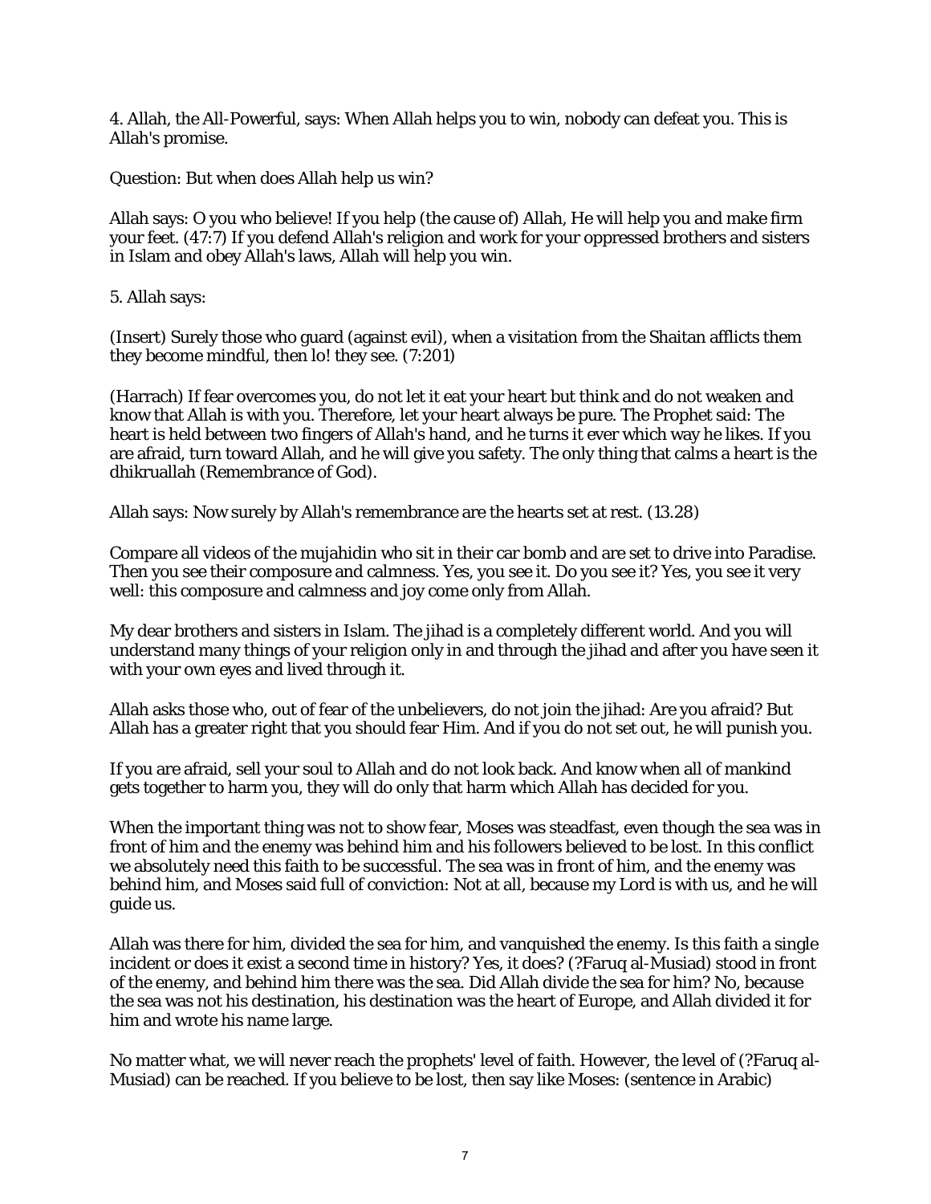4. Allah, the All-Powerful, says: When Allah helps you to win, nobody can defeat you. This is Allah's promise.

Question: But when does Allah help us win?

Allah says: O you who believe! If you help (the cause of) Allah, He will help you and make firm your feet. (47:7) If you defend Allah's religion and work for your oppressed brothers and sisters in Islam and obey Allah's laws, Allah will help you win.

5. Allah says:

(Insert) Surely those who guard (against evil), when a visitation from the Shaitan afflicts them they become mindful, then lo! they see. (7:201)

(Harrach) If fear overcomes you, do not let it eat your heart but think and do not weaken and know that Allah is with you. Therefore, let your heart always be pure. The Prophet said: The heart is held between two fingers of Allah's hand, and he turns it ever which way he likes. If you are afraid, turn toward Allah, and he will give you safety. The only thing that calms a heart is the dhikruallah (Remembrance of God).

Allah says: Now surely by Allah's remembrance are the hearts set at rest. (13.28)

Compare all videos of the mujahidin who sit in their car bomb and are set to drive into Paradise. Then you see their composure and calmness. Yes, you see it. Do you see it? Yes, you see it very well: this composure and calmness and joy come only from Allah.

My dear brothers and sisters in Islam. The jihad is a completely different world. And you will understand many things of your religion only in and through the jihad and after you have seen it with your own eyes and lived through it.

Allah asks those who, out of fear of the unbelievers, do not join the jihad: Are you afraid? But Allah has a greater right that you should fear Him. And if you do not set out, he will punish you.

If you are afraid, sell your soul to Allah and do not look back. And know when all of mankind gets together to harm you, they will do only that harm which Allah has decided for you.

When the important thing was not to show fear, Moses was steadfast, even though the sea was in front of him and the enemy was behind him and his followers believed to be lost. In this conflict we absolutely need this faith to be successful. The sea was in front of him, and the enemy was behind him, and Moses said full of conviction: Not at all, because my Lord is with us, and he will guide us.

Allah was there for him, divided the sea for him, and vanquished the enemy. Is this faith a single incident or does it exist a second time in history? Yes, it does? (?Faruq al-Musiad) stood in front of the enemy, and behind him there was the sea. Did Allah divide the sea for him? No, because the sea was not his destination, his destination was the heart of Europe, and Allah divided it for him and wrote his name large.

No matter what, we will never reach the prophets' level of faith. However, the level of (?Faruq al-Musiad) can be reached. If you believe to be lost, then say like Moses: (sentence in Arabic)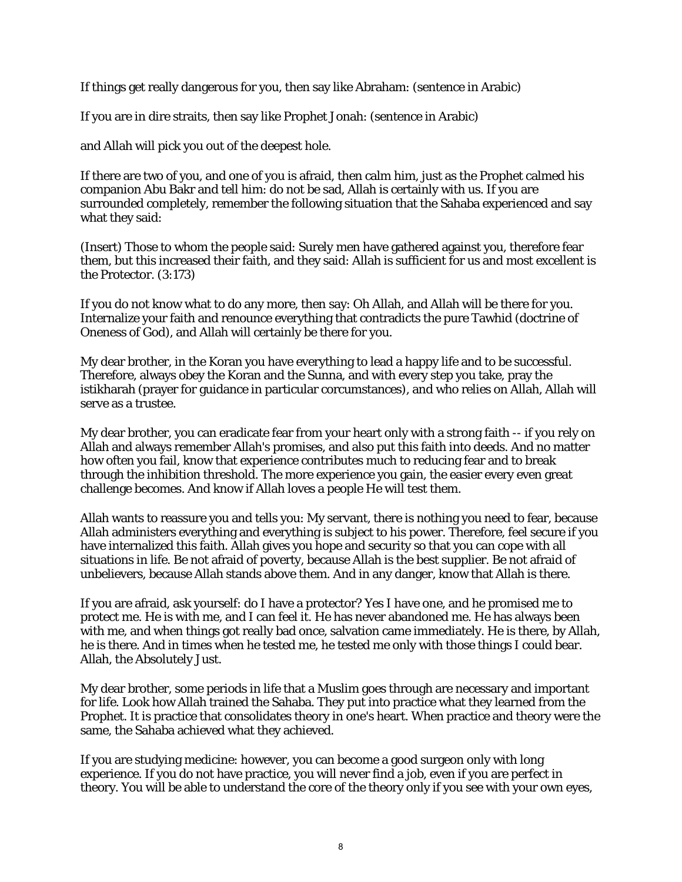If things get really dangerous for you, then say like Abraham: (sentence in Arabic)

If you are in dire straits, then say like Prophet Jonah: (sentence in Arabic)

and Allah will pick you out of the deepest hole.

If there are two of you, and one of you is afraid, then calm him, just as the Prophet calmed his companion Abu Bakr and tell him: do not be sad, Allah is certainly with us. If you are surrounded completely, remember the following situation that the Sahaba experienced and say what they said:

(Insert) Those to whom the people said: Surely men have gathered against you, therefore fear them, but this increased their faith, and they said: Allah is sufficient for us and most excellent is the Protector. (3:173)

If you do not know what to do any more, then say: Oh Allah, and Allah will be there for you. Internalize your faith and renounce everything that contradicts the pure Tawhid (doctrine of Oneness of God), and Allah will certainly be there for you.

My dear brother, in the Koran you have everything to lead a happy life and to be successful. Therefore, always obey the Koran and the Sunna, and with every step you take, pray the istikharah (prayer for guidance in particular corcumstances), and who relies on Allah, Allah will serve as a trustee.

My dear brother, you can eradicate fear from your heart only with a strong faith -- if you rely on Allah and always remember Allah's promises, and also put this faith into deeds. And no matter how often you fail, know that experience contributes much to reducing fear and to break through the inhibition threshold. The more experience you gain, the easier every even great challenge becomes. And know if Allah loves a people He will test them.

Allah wants to reassure you and tells you: My servant, there is nothing you need to fear, because Allah administers everything and everything is subject to his power. Therefore, feel secure if you have internalized this faith. Allah gives you hope and security so that you can cope with all situations in life. Be not afraid of poverty, because Allah is the best supplier. Be not afraid of unbelievers, because Allah stands above them. And in any danger, know that Allah is there.

If you are afraid, ask yourself: do I have a protector? Yes I have one, and he promised me to protect me. He is with me, and I can feel it. He has never abandoned me. He has always been with me, and when things got really bad once, salvation came immediately. He is there, by Allah, he is there. And in times when he tested me, he tested me only with those things I could bear. Allah, the Absolutely Just.

My dear brother, some periods in life that a Muslim goes through are necessary and important for life. Look how Allah trained the Sahaba. They put into practice what they learned from the Prophet. It is practice that consolidates theory in one's heart. When practice and theory were the same, the Sahaba achieved what they achieved.

If you are studying medicine: however, you can become a good surgeon only with long experience. If you do not have practice, you will never find a job, even if you are perfect in theory. You will be able to understand the core of the theory only if you see with your own eyes,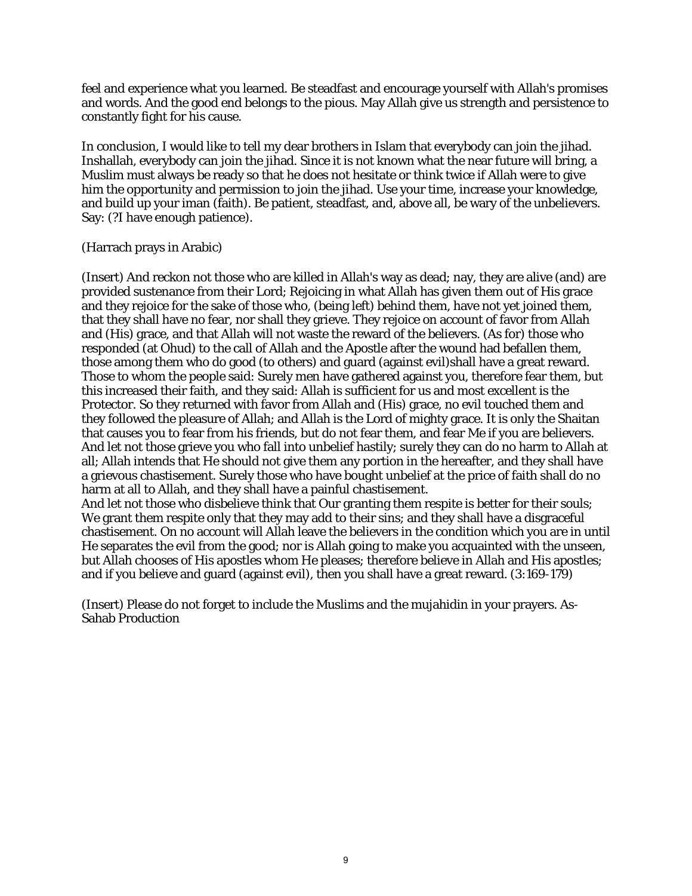feel and experience what you learned. Be steadfast and encourage yourself with Allah's promises and words. And the good end belongs to the pious. May Allah give us strength and persistence to constantly fight for his cause.

In conclusion, I would like to tell my dear brothers in Islam that everybody can join the jihad. Inshallah, everybody can join the jihad. Since it is not known what the near future will bring, a Muslim must always be ready so that he does not hesitate or think twice if Allah were to give him the opportunity and permission to join the jihad. Use your time, increase your knowledge, and build up your iman (faith). Be patient, steadfast, and, above all, be wary of the unbelievers. Say: (?I have enough patience).

(Harrach prays in Arabic)

(Insert) And reckon not those who are killed in Allah's way as dead; nay, they are alive (and) are provided sustenance from their Lord; Rejoicing in what Allah has given them out of His grace and they rejoice for the sake of those who, (being left) behind them, have not yet joined them, that they shall have no fear, nor shall they grieve. They rejoice on account of favor from Allah and (His) grace, and that Allah will not waste the reward of the believers. (As for) those who responded (at Ohud) to the call of Allah and the Apostle after the wound had befallen them, those among them who do good (to others) and guard (against evil)shall have a great reward. Those to whom the people said: Surely men have gathered against you, therefore fear them, but this increased their faith, and they said: Allah is sufficient for us and most excellent is the Protector. So they returned with favor from Allah and (His) grace, no evil touched them and they followed the pleasure of Allah; and Allah is the Lord of mighty grace. It is only the Shaitan that causes you to fear from his friends, but do not fear them, and fear Me if you are believers. And let not those grieve you who fall into unbelief hastily; surely they can do no harm to Allah at all; Allah intends that He should not give them any portion in the hereafter, and they shall have a grievous chastisement. Surely those who have bought unbelief at the price of faith shall do no harm at all to Allah, and they shall have a painful chastisement.
And let not those who disbelieve think that Our granting them respite is better for their souls; We grant them respite only that they may add to their sins; and they shall have a disgraceful chastisement. On no account will Allah leave the believers in the condition which you are in until He separates the evil from the good; nor is Allah going to make you acquainted with the unseen, but Allah chooses of His apostles whom He pleases; therefore believe in Allah and His apostles; and if you believe and guard (against evil), then you shall have a great reward. (3:169-179)

(Insert) Please do not forget to include the Muslims and the mujahidin in your prayers. As-Sahab Production